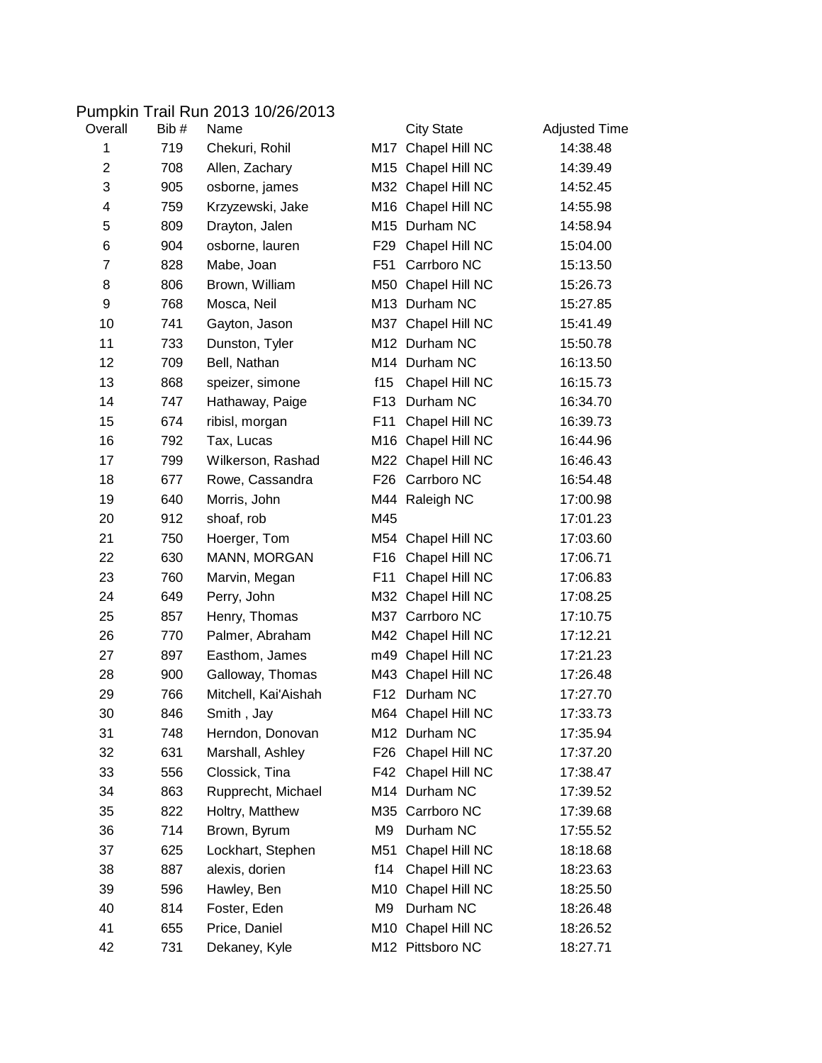# Pumpkin Trail Run 2013 10/26/2013

| Overall | Bib # | Name | | City State | Adjusted Time |
|---|---|---|---|---|---|
| 1 | 719 | Chekuri, Rohil | M17 | Chapel Hill NC | 14:38.48 |
| 2 | 708 | Allen, Zachary | M15 | Chapel Hill NC | 14:39.49 |
| 3 | 905 | osborne, james | M32 | Chapel Hill NC | 14:52.45 |
| 4 | 759 | Krzyzewski, Jake | M16 | Chapel Hill NC | 14:55.98 |
| 5 | 809 | Drayton, Jalen | M15 | Durham NC | 14:58.94 |
| 6 | 904 | osborne, lauren | F29 | Chapel Hill NC | 15:04.00 |
| 7 | 828 | Mabe, Joan | F51 | Carrboro NC | 15:13.50 |
| 8 | 806 | Brown, William | M50 | Chapel Hill NC | 15:26.73 |
| 9 | 768 | Mosca, Neil | M13 | Durham NC | 15:27.85 |
| 10 | 741 | Gayton, Jason | M37 | Chapel Hill NC | 15:41.49 |
| 11 | 733 | Dunston, Tyler | M12 | Durham NC | 15:50.78 |
| 12 | 709 | Bell, Nathan | M14 | Durham NC | 16:13.50 |
| 13 | 868 | speizer, simone | f15 | Chapel Hill NC | 16:15.73 |
| 14 | 747 | Hathaway, Paige | F13 | Durham NC | 16:34.70 |
| 15 | 674 | ribisl, morgan | F11 | Chapel Hill NC | 16:39.73 |
| 16 | 792 | Tax, Lucas | M16 | Chapel Hill NC | 16:44.96 |
| 17 | 799 | Wilkerson, Rashad | M22 | Chapel Hill NC | 16:46.43 |
| 18 | 677 | Rowe, Cassandra | F26 | Carrboro NC | 16:54.48 |
| 19 | 640 | Morris, John | M44 | Raleigh NC | 17:00.98 |
| 20 | 912 | shoaf, rob | M45 | | 17:01.23 |
| 21 | 750 | Hoerger, Tom | M54 | Chapel Hill NC | 17:03.60 |
| 22 | 630 | MANN, MORGAN | F16 | Chapel Hill NC | 17:06.71 |
| 23 | 760 | Marvin, Megan | F11 | Chapel Hill NC | 17:06.83 |
| 24 | 649 | Perry, John | M32 | Chapel Hill NC | 17:08.25 |
| 25 | 857 | Henry, Thomas | M37 | Carrboro NC | 17:10.75 |
| 26 | 770 | Palmer, Abraham | M42 | Chapel Hill NC | 17:12.21 |
| 27 | 897 | Easthom, James | m49 | Chapel Hill NC | 17:21.23 |
| 28 | 900 | Galloway, Thomas | M43 | Chapel Hill NC | 17:26.48 |
| 29 | 766 | Mitchell, Kai'Aishah | F12 | Durham NC | 17:27.70 |
| 30 | 846 | Smith , Jay | M64 | Chapel Hill NC | 17:33.73 |
| 31 | 748 | Herndon, Donovan | M12 | Durham NC | 17:35.94 |
| 32 | 631 | Marshall, Ashley | F26 | Chapel Hill NC | 17:37.20 |
| 33 | 556 | Clossick, Tina | F42 | Chapel Hill NC | 17:38.47 |
| 34 | 863 | Rupprecht, Michael | M14 | Durham NC | 17:39.52 |
| 35 | 822 | Holtry, Matthew | M35 | Carrboro NC | 17:39.68 |
| 36 | 714 | Brown, Byrum | M9 | Durham NC | 17:55.52 |
| 37 | 625 | Lockhart, Stephen | M51 | Chapel Hill NC | 18:18.68 |
| 38 | 887 | alexis, dorien | f14 | Chapel Hill NC | 18:23.63 |
| 39 | 596 | Hawley, Ben | M10 | Chapel Hill NC | 18:25.50 |
| 40 | 814 | Foster, Eden | M9 | Durham NC | 18:26.48 |
| 41 | 655 | Price, Daniel | M10 | Chapel Hill NC | 18:26.52 |
| 42 | 731 | Dekaney, Kyle | M12 | Pittsboro NC | 18:27.71 |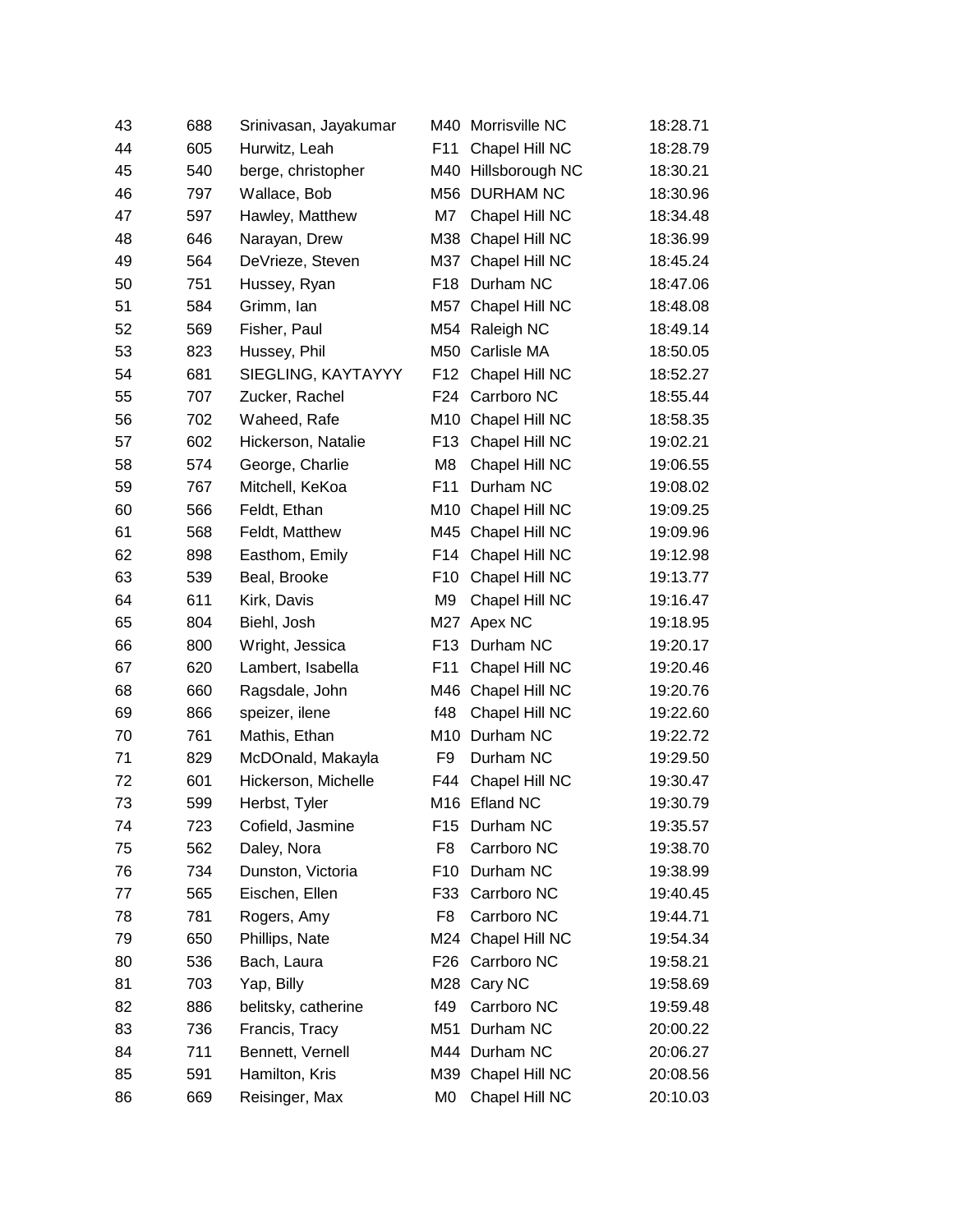| | | | | | |
|---|---|---|---|---|---|
| 43 | 688 | Srinivasan, Jayakumar | M40 | Morrisville NC | 18:28.71 |
| 44 | 605 | Hurwitz, Leah | F11 | Chapel Hill NC | 18:28.79 |
| 45 | 540 | berge, christopher | M40 | Hillsborough NC | 18:30.21 |
| 46 | 797 | Wallace, Bob | M56 | DURHAM NC | 18:30.96 |
| 47 | 597 | Hawley, Matthew | M7 | Chapel Hill NC | 18:34.48 |
| 48 | 646 | Narayan, Drew | M38 | Chapel Hill NC | 18:36.99 |
| 49 | 564 | DeVrieze, Steven | M37 | Chapel Hill NC | 18:45.24 |
| 50 | 751 | Hussey, Ryan | F18 | Durham NC | 18:47.06 |
| 51 | 584 | Grimm, Ian | M57 | Chapel Hill NC | 18:48.08 |
| 52 | 569 | Fisher, Paul | M54 | Raleigh NC | 18:49.14 |
| 53 | 823 | Hussey, Phil | M50 | Carlisle MA | 18:50.05 |
| 54 | 681 | SIEGLING, KAYTAYYY | F12 | Chapel Hill NC | 18:52.27 |
| 55 | 707 | Zucker, Rachel | F24 | Carrboro NC | 18:55.44 |
| 56 | 702 | Waheed, Rafe | M10 | Chapel Hill NC | 18:58.35 |
| 57 | 602 | Hickerson, Natalie | F13 | Chapel Hill NC | 19:02.21 |
| 58 | 574 | George, Charlie | M8 | Chapel Hill NC | 19:06.55 |
| 59 | 767 | Mitchell, KeKoa | F11 | Durham NC | 19:08.02 |
| 60 | 566 | Feldt, Ethan | M10 | Chapel Hill NC | 19:09.25 |
| 61 | 568 | Feldt, Matthew | M45 | Chapel Hill NC | 19:09.96 |
| 62 | 898 | Easthom, Emily | F14 | Chapel Hill NC | 19:12.98 |
| 63 | 539 | Beal, Brooke | F10 | Chapel Hill NC | 19:13.77 |
| 64 | 611 | Kirk, Davis | M9 | Chapel Hill NC | 19:16.47 |
| 65 | 804 | Biehl, Josh | M27 | Apex NC | 19:18.95 |
| 66 | 800 | Wright, Jessica | F13 | Durham NC | 19:20.17 |
| 67 | 620 | Lambert, Isabella | F11 | Chapel Hill NC | 19:20.46 |
| 68 | 660 | Ragsdale, John | M46 | Chapel Hill NC | 19:20.76 |
| 69 | 866 | speizer, ilene | f48 | Chapel Hill NC | 19:22.60 |
| 70 | 761 | Mathis, Ethan | M10 | Durham NC | 19:22.72 |
| 71 | 829 | McDOnald, Makayla | F9 | Durham NC | 19:29.50 |
| 72 | 601 | Hickerson, Michelle | F44 | Chapel Hill NC | 19:30.47 |
| 73 | 599 | Herbst, Tyler | M16 | Efland NC | 19:30.79 |
| 74 | 723 | Cofield, Jasmine | F15 | Durham NC | 19:35.57 |
| 75 | 562 | Daley, Nora | F8 | Carrboro NC | 19:38.70 |
| 76 | 734 | Dunston, Victoria | F10 | Durham NC | 19:38.99 |
| 77 | 565 | Eischen, Ellen | F33 | Carrboro NC | 19:40.45 |
| 78 | 781 | Rogers, Amy | F8 | Carrboro NC | 19:44.71 |
| 79 | 650 | Phillips, Nate | M24 | Chapel Hill NC | 19:54.34 |
| 80 | 536 | Bach, Laura | F26 | Carrboro NC | 19:58.21 |
| 81 | 703 | Yap, Billy | M28 | Cary NC | 19:58.69 |
| 82 | 886 | belitsky, catherine | f49 | Carrboro NC | 19:59.48 |
| 83 | 736 | Francis, Tracy | M51 | Durham NC | 20:00.22 |
| 84 | 711 | Bennett, Vernell | M44 | Durham NC | 20:06.27 |
| 85 | 591 | Hamilton, Kris | M39 | Chapel Hill NC | 20:08.56 |
| 86 | 669 | Reisinger, Max | M0 | Chapel Hill NC | 20:10.03 |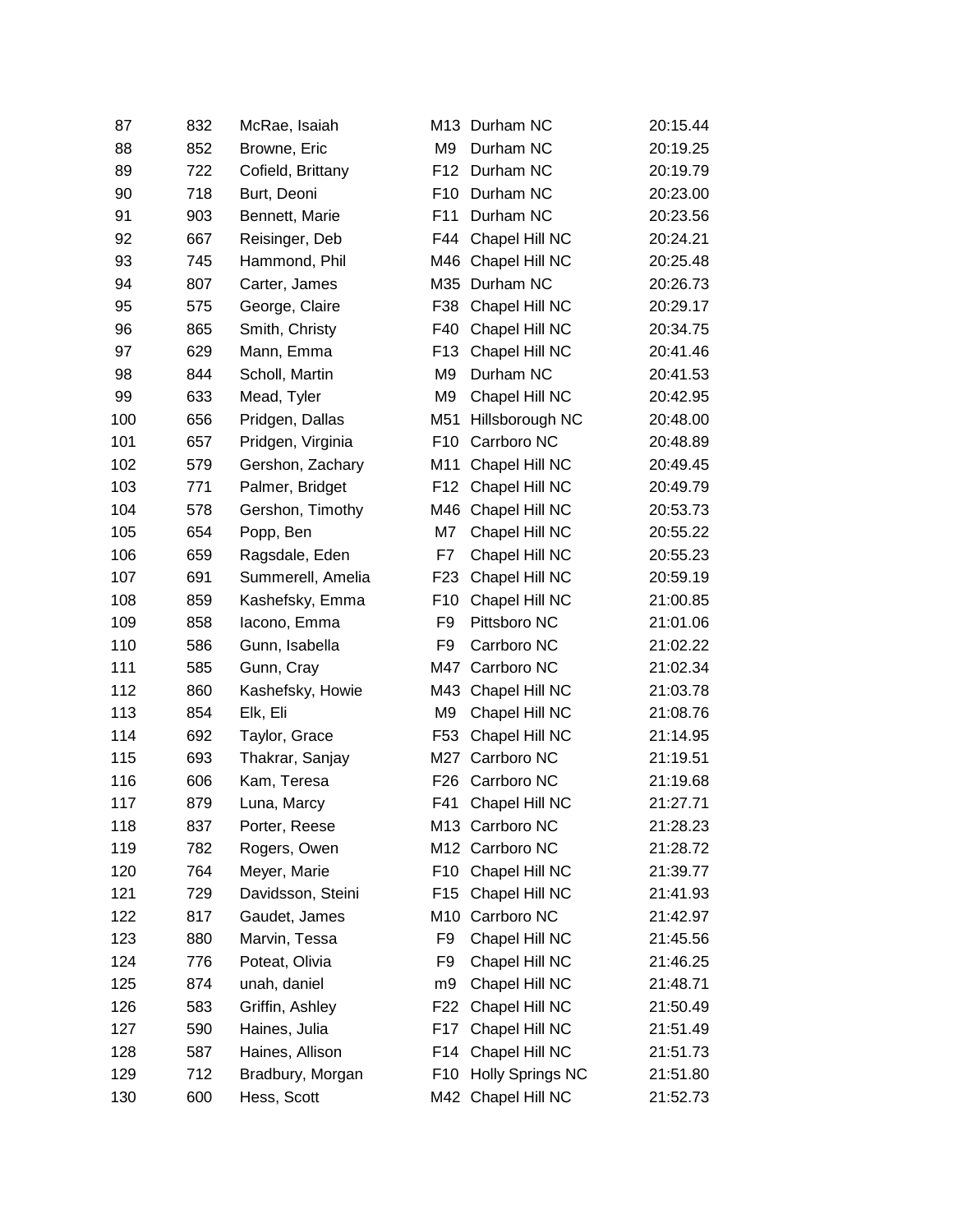| | | | | | |
|---|---|---|---|---|---|
| 87 | 832 | McRae, Isaiah | M13 | Durham NC | 20:15.44 |
| 88 | 852 | Browne, Eric | M9 | Durham NC | 20:19.25 |
| 89 | 722 | Cofield, Brittany | F12 | Durham NC | 20:19.79 |
| 90 | 718 | Burt, Deoni | F10 | Durham NC | 20:23.00 |
| 91 | 903 | Bennett, Marie | F11 | Durham NC | 20:23.56 |
| 92 | 667 | Reisinger, Deb | F44 | Chapel Hill NC | 20:24.21 |
| 93 | 745 | Hammond, Phil | M46 | Chapel Hill NC | 20:25.48 |
| 94 | 807 | Carter, James | M35 | Durham NC | 20:26.73 |
| 95 | 575 | George, Claire | F38 | Chapel Hill NC | 20:29.17 |
| 96 | 865 | Smith, Christy | F40 | Chapel Hill NC | 20:34.75 |
| 97 | 629 | Mann, Emma | F13 | Chapel Hill NC | 20:41.46 |
| 98 | 844 | Scholl, Martin | M9 | Durham NC | 20:41.53 |
| 99 | 633 | Mead, Tyler | M9 | Chapel Hill NC | 20:42.95 |
| 100 | 656 | Pridgen, Dallas | M51 | Hillsborough NC | 20:48.00 |
| 101 | 657 | Pridgen, Virginia | F10 | Carrboro NC | 20:48.89 |
| 102 | 579 | Gershon, Zachary | M11 | Chapel Hill NC | 20:49.45 |
| 103 | 771 | Palmer, Bridget | F12 | Chapel Hill NC | 20:49.79 |
| 104 | 578 | Gershon, Timothy | M46 | Chapel Hill NC | 20:53.73 |
| 105 | 654 | Popp, Ben | M7 | Chapel Hill NC | 20:55.22 |
| 106 | 659 | Ragsdale, Eden | F7 | Chapel Hill NC | 20:55.23 |
| 107 | 691 | Summerell, Amelia | F23 | Chapel Hill NC | 20:59.19 |
| 108 | 859 | Kashefsky, Emma | F10 | Chapel Hill NC | 21:00.85 |
| 109 | 858 | Iacono, Emma | F9 | Pittsboro NC | 21:01.06 |
| 110 | 586 | Gunn, Isabella | F9 | Carrboro NC | 21:02.22 |
| 111 | 585 | Gunn, Cray | M47 | Carrboro NC | 21:02.34 |
| 112 | 860 | Kashefsky, Howie | M43 | Chapel Hill NC | 21:03.78 |
| 113 | 854 | Elk, Eli | M9 | Chapel Hill NC | 21:08.76 |
| 114 | 692 | Taylor, Grace | F53 | Chapel Hill NC | 21:14.95 |
| 115 | 693 | Thakrar, Sanjay | M27 | Carrboro NC | 21:19.51 |
| 116 | 606 | Kam, Teresa | F26 | Carrboro NC | 21:19.68 |
| 117 | 879 | Luna, Marcy | F41 | Chapel Hill NC | 21:27.71 |
| 118 | 837 | Porter, Reese | M13 | Carrboro NC | 21:28.23 |
| 119 | 782 | Rogers, Owen | M12 | Carrboro NC | 21:28.72 |
| 120 | 764 | Meyer, Marie | F10 | Chapel Hill NC | 21:39.77 |
| 121 | 729 | Davidsson, Steini | F15 | Chapel Hill NC | 21:41.93 |
| 122 | 817 | Gaudet, James | M10 | Carrboro NC | 21:42.97 |
| 123 | 880 | Marvin, Tessa | F9 | Chapel Hill NC | 21:45.56 |
| 124 | 776 | Poteat, Olivia | F9 | Chapel Hill NC | 21:46.25 |
| 125 | 874 | unah, daniel | m9 | Chapel Hill NC | 21:48.71 |
| 126 | 583 | Griffin, Ashley | F22 | Chapel Hill NC | 21:50.49 |
| 127 | 590 | Haines, Julia | F17 | Chapel Hill NC | 21:51.49 |
| 128 | 587 | Haines, Allison | F14 | Chapel Hill NC | 21:51.73 |
| 129 | 712 | Bradbury, Morgan | F10 | Holly Springs NC | 21:51.80 |
| 130 | 600 | Hess, Scott | M42 | Chapel Hill NC | 21:52.73 |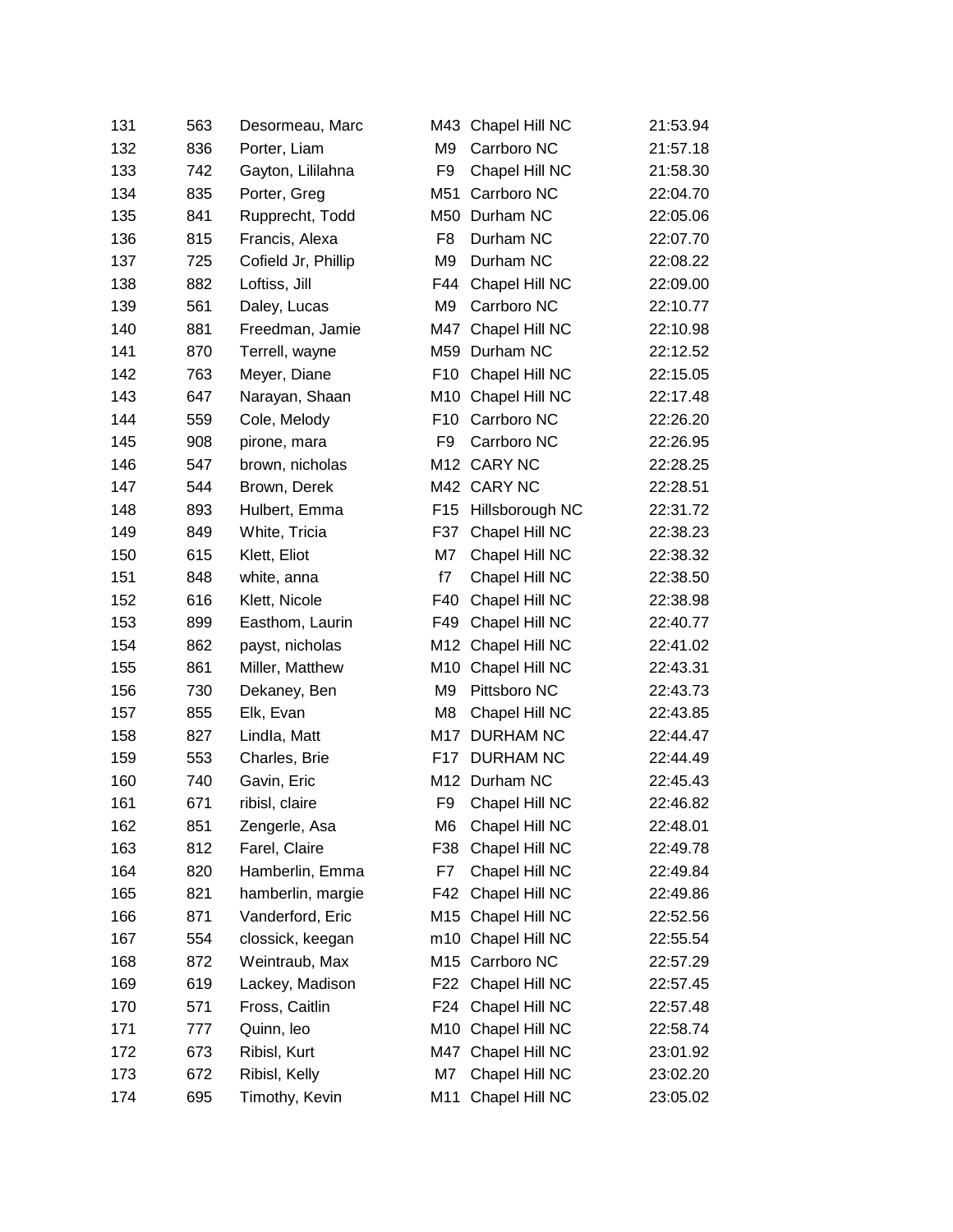| | | | | | |
|---|---|---|---|---|---|
| 131 | 563 | Desormeau, Marc | M43 | Chapel Hill NC | 21:53.94 |
| 132 | 836 | Porter, Liam | M9 | Carrboro NC | 21:57.18 |
| 133 | 742 | Gayton, Lililahna | F9 | Chapel Hill NC | 21:58.30 |
| 134 | 835 | Porter, Greg | M51 | Carrboro NC | 22:04.70 |
| 135 | 841 | Rupprecht, Todd | M50 | Durham NC | 22:05.06 |
| 136 | 815 | Francis, Alexa | F8 | Durham NC | 22:07.70 |
| 137 | 725 | Cofield Jr, Phillip | M9 | Durham NC | 22:08.22 |
| 138 | 882 | Loftiss, Jill | F44 | Chapel Hill NC | 22:09.00 |
| 139 | 561 | Daley, Lucas | M9 | Carrboro NC | 22:10.77 |
| 140 | 881 | Freedman, Jamie | M47 | Chapel Hill NC | 22:10.98 |
| 141 | 870 | Terrell, wayne | M59 | Durham NC | 22:12.52 |
| 142 | 763 | Meyer, Diane | F10 | Chapel Hill NC | 22:15.05 |
| 143 | 647 | Narayan, Shaan | M10 | Chapel Hill NC | 22:17.48 |
| 144 | 559 | Cole, Melody | F10 | Carrboro NC | 22:26.20 |
| 145 | 908 | pirone, mara | F9 | Carrboro NC | 22:26.95 |
| 146 | 547 | brown, nicholas | M12 | CARY NC | 22:28.25 |
| 147 | 544 | Brown, Derek | M42 | CARY NC | 22:28.51 |
| 148 | 893 | Hulbert, Emma | F15 | Hillsborough NC | 22:31.72 |
| 149 | 849 | White, Tricia | F37 | Chapel Hill NC | 22:38.23 |
| 150 | 615 | Klett, Eliot | M7 | Chapel Hill NC | 22:38.32 |
| 151 | 848 | white, anna | f7 | Chapel Hill NC | 22:38.50 |
| 152 | 616 | Klett, Nicole | F40 | Chapel Hill NC | 22:38.98 |
| 153 | 899 | Easthom, Laurin | F49 | Chapel Hill NC | 22:40.77 |
| 154 | 862 | payst, nicholas | M12 | Chapel Hill NC | 22:41.02 |
| 155 | 861 | Miller, Matthew | M10 | Chapel Hill NC | 22:43.31 |
| 156 | 730 | Dekaney, Ben | M9 | Pittsboro NC | 22:43.73 |
| 157 | 855 | Elk, Evan | M8 | Chapel Hill NC | 22:43.85 |
| 158 | 827 | Lindla, Matt | M17 | DURHAM NC | 22:44.47 |
| 159 | 553 | Charles, Brie | F17 | DURHAM NC | 22:44.49 |
| 160 | 740 | Gavin, Eric | M12 | Durham NC | 22:45.43 |
| 161 | 671 | ribisl, claire | F9 | Chapel Hill NC | 22:46.82 |
| 162 | 851 | Zengerle, Asa | M6 | Chapel Hill NC | 22:48.01 |
| 163 | 812 | Farel, Claire | F38 | Chapel Hill NC | 22:49.78 |
| 164 | 820 | Hamberlin, Emma | F7 | Chapel Hill NC | 22:49.84 |
| 165 | 821 | hamberlin, margie | F42 | Chapel Hill NC | 22:49.86 |
| 166 | 871 | Vanderford, Eric | M15 | Chapel Hill NC | 22:52.56 |
| 167 | 554 | clossick, keegan | m10 | Chapel Hill NC | 22:55.54 |
| 168 | 872 | Weintraub, Max | M15 | Carrboro NC | 22:57.29 |
| 169 | 619 | Lackey, Madison | F22 | Chapel Hill NC | 22:57.45 |
| 170 | 571 | Fross, Caitlin | F24 | Chapel Hill NC | 22:57.48 |
| 171 | 777 | Quinn, leo | M10 | Chapel Hill NC | 22:58.74 |
| 172 | 673 | Ribisl, Kurt | M47 | Chapel Hill NC | 23:01.92 |
| 173 | 672 | Ribisl, Kelly | M7 | Chapel Hill NC | 23:02.20 |
| 174 | 695 | Timothy, Kevin | M11 | Chapel Hill NC | 23:05.02 |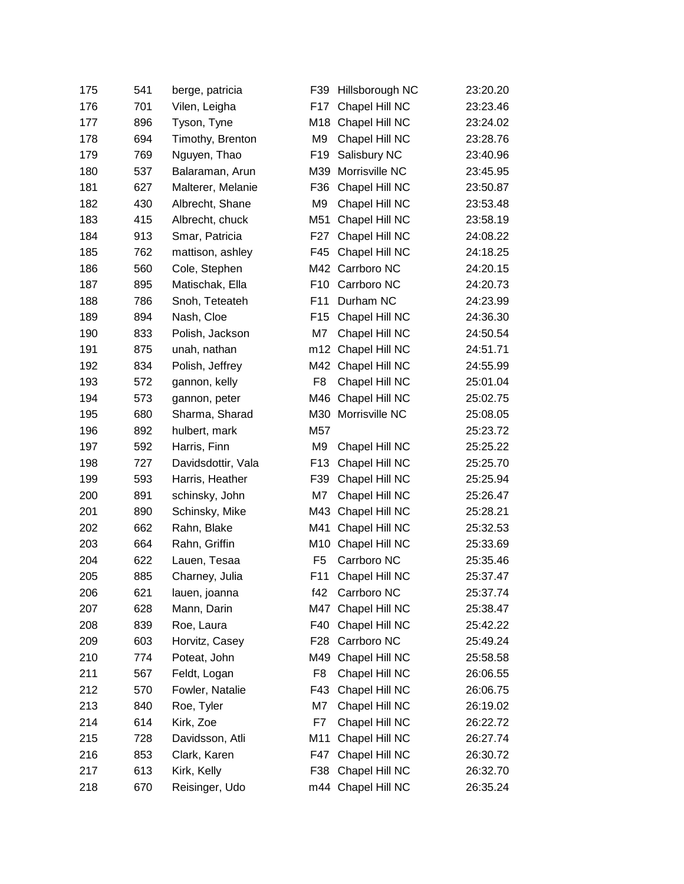| 175 | 541 | berge, patricia | F39 | Hillsborough NC | 23:20.20 |
|---|---|---|---|---|---|
| 176 | 701 | Vilen, Leigha | F17 | Chapel Hill NC | 23:23.46 |
| 177 | 896 | Tyson, Tyne | M18 | Chapel Hill NC | 23:24.02 |
| 178 | 694 | Timothy, Brenton | M9 | Chapel Hill NC | 23:28.76 |
| 179 | 769 | Nguyen, Thao | F19 | Salisbury NC | 23:40.96 |
| 180 | 537 | Balaraman, Arun | M39 | Morrisville NC | 23:45.95 |
| 181 | 627 | Malterer, Melanie | F36 | Chapel Hill NC | 23:50.87 |
| 182 | 430 | Albrecht, Shane | M9 | Chapel Hill NC | 23:53.48 |
| 183 | 415 | Albrecht, chuck | M51 | Chapel Hill NC | 23:58.19 |
| 184 | 913 | Smar, Patricia | F27 | Chapel Hill NC | 24:08.22 |
| 185 | 762 | mattison, ashley | F45 | Chapel Hill NC | 24:18.25 |
| 186 | 560 | Cole, Stephen | M42 | Carrboro NC | 24:20.15 |
| 187 | 895 | Matischak, Ella | F10 | Carrboro NC | 24:20.73 |
| 188 | 786 | Snoh, Teteateh | F11 | Durham NC | 24:23.99 |
| 189 | 894 | Nash, Cloe | F15 | Chapel Hill NC | 24:36.30 |
| 190 | 833 | Polish, Jackson | M7 | Chapel Hill NC | 24:50.54 |
| 191 | 875 | unah, nathan | m12 | Chapel Hill NC | 24:51.71 |
| 192 | 834 | Polish, Jeffrey | M42 | Chapel Hill NC | 24:55.99 |
| 193 | 572 | gannon, kelly | F8 | Chapel Hill NC | 25:01.04 |
| 194 | 573 | gannon, peter | M46 | Chapel Hill NC | 25:02.75 |
| 195 | 680 | Sharma, Sharad | M30 | Morrisville NC | 25:08.05 |
| 196 | 892 | hulbert, mark | M57 | | 25:23.72 |
| 197 | 592 | Harris, Finn | M9 | Chapel Hill NC | 25:25.22 |
| 198 | 727 | Davidsdottir, Vala | F13 | Chapel Hill NC | 25:25.70 |
| 199 | 593 | Harris, Heather | F39 | Chapel Hill NC | 25:25.94 |
| 200 | 891 | schinsky, John | M7 | Chapel Hill NC | 25:26.47 |
| 201 | 890 | Schinsky, Mike | M43 | Chapel Hill NC | 25:28.21 |
| 202 | 662 | Rahn, Blake | M41 | Chapel Hill NC | 25:32.53 |
| 203 | 664 | Rahn, Griffin | M10 | Chapel Hill NC | 25:33.69 |
| 204 | 622 | Lauen, Tesaa | F5 | Carrboro NC | 25:35.46 |
| 205 | 885 | Charney, Julia | F11 | Chapel Hill NC | 25:37.47 |
| 206 | 621 | lauen, joanna | f42 | Carrboro NC | 25:37.74 |
| 207 | 628 | Mann, Darin | M47 | Chapel Hill NC | 25:38.47 |
| 208 | 839 | Roe, Laura | F40 | Chapel Hill NC | 25:42.22 |
| 209 | 603 | Horvitz, Casey | F28 | Carrboro NC | 25:49.24 |
| 210 | 774 | Poteat, John | M49 | Chapel Hill NC | 25:58.58 |
| 211 | 567 | Feldt, Logan | F8 | Chapel Hill NC | 26:06.55 |
| 212 | 570 | Fowler, Natalie | F43 | Chapel Hill NC | 26:06.75 |
| 213 | 840 | Roe, Tyler | M7 | Chapel Hill NC | 26:19.02 |
| 214 | 614 | Kirk, Zoe | F7 | Chapel Hill NC | 26:22.72 |
| 215 | 728 | Davidsson, Atli | M11 | Chapel Hill NC | 26:27.74 |
| 216 | 853 | Clark, Karen | F47 | Chapel Hill NC | 26:30.72 |
| 217 | 613 | Kirk, Kelly | F38 | Chapel Hill NC | 26:32.70 |
| 218 | 670 | Reisinger, Udo | m44 | Chapel Hill NC | 26:35.24 |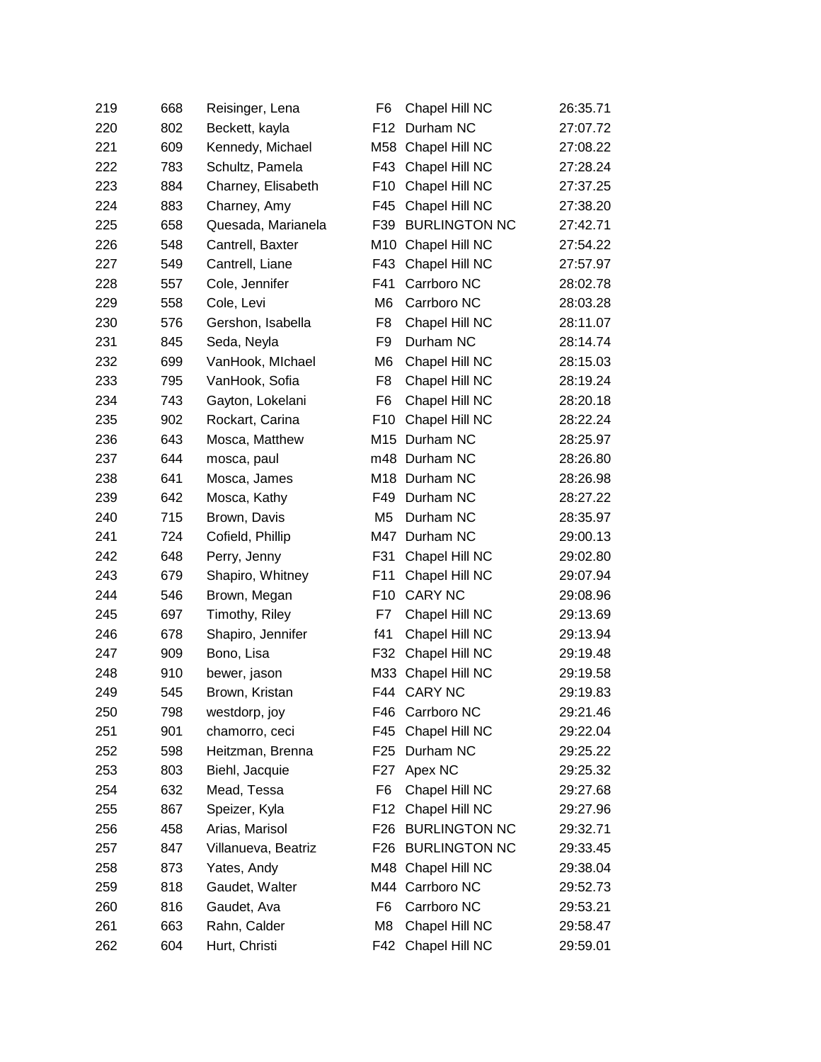| | | | | | |
|---|---|---|---|---|---|
| 219 | 668 | Reisinger, Lena | F6 | Chapel Hill NC | 26:35.71 |
| 220 | 802 | Beckett, kayla | F12 | Durham NC | 27:07.72 |
| 221 | 609 | Kennedy, Michael | M58 | Chapel Hill NC | 27:08.22 |
| 222 | 783 | Schultz, Pamela | F43 | Chapel Hill NC | 27:28.24 |
| 223 | 884 | Charney, Elisabeth | F10 | Chapel Hill NC | 27:37.25 |
| 224 | 883 | Charney, Amy | F45 | Chapel Hill NC | 27:38.20 |
| 225 | 658 | Quesada, Marianela | F39 | BURLINGTON NC | 27:42.71 |
| 226 | 548 | Cantrell, Baxter | M10 | Chapel Hill NC | 27:54.22 |
| 227 | 549 | Cantrell, Liane | F43 | Chapel Hill NC | 27:57.97 |
| 228 | 557 | Cole, Jennifer | F41 | Carrboro NC | 28:02.78 |
| 229 | 558 | Cole, Levi | M6 | Carrboro NC | 28:03.28 |
| 230 | 576 | Gershon, Isabella | F8 | Chapel Hill NC | 28:11.07 |
| 231 | 845 | Seda, Neyla | F9 | Durham NC | 28:14.74 |
| 232 | 699 | VanHook, MIchael | M6 | Chapel Hill NC | 28:15.03 |
| 233 | 795 | VanHook, Sofia | F8 | Chapel Hill NC | 28:19.24 |
| 234 | 743 | Gayton, Lokelani | F6 | Chapel Hill NC | 28:20.18 |
| 235 | 902 | Rockart, Carina | F10 | Chapel Hill NC | 28:22.24 |
| 236 | 643 | Mosca, Matthew | M15 | Durham NC | 28:25.97 |
| 237 | 644 | mosca, paul | m48 | Durham NC | 28:26.80 |
| 238 | 641 | Mosca, James | M18 | Durham NC | 28:26.98 |
| 239 | 642 | Mosca, Kathy | F49 | Durham NC | 28:27.22 |
| 240 | 715 | Brown, Davis | M5 | Durham NC | 28:35.97 |
| 241 | 724 | Cofield, Phillip | M47 | Durham NC | 29:00.13 |
| 242 | 648 | Perry, Jenny | F31 | Chapel Hill NC | 29:02.80 |
| 243 | 679 | Shapiro, Whitney | F11 | Chapel Hill NC | 29:07.94 |
| 244 | 546 | Brown, Megan | F10 | CARY NC | 29:08.96 |
| 245 | 697 | Timothy, Riley | F7 | Chapel Hill NC | 29:13.69 |
| 246 | 678 | Shapiro, Jennifer | f41 | Chapel Hill NC | 29:13.94 |
| 247 | 909 | Bono, Lisa | F32 | Chapel Hill NC | 29:19.48 |
| 248 | 910 | bewer, jason | M33 | Chapel Hill NC | 29:19.58 |
| 249 | 545 | Brown, Kristan | F44 | CARY NC | 29:19.83 |
| 250 | 798 | westdorp, joy | F46 | Carrboro NC | 29:21.46 |
| 251 | 901 | chamorro, ceci | F45 | Chapel Hill NC | 29:22.04 |
| 252 | 598 | Heitzman, Brenna | F25 | Durham NC | 29:25.22 |
| 253 | 803 | Biehl, Jacquie | F27 | Apex NC | 29:25.32 |
| 254 | 632 | Mead, Tessa | F6 | Chapel Hill NC | 29:27.68 |
| 255 | 867 | Speizer, Kyla | F12 | Chapel Hill NC | 29:27.96 |
| 256 | 458 | Arias, Marisol | F26 | BURLINGTON NC | 29:32.71 |
| 257 | 847 | Villanueva, Beatriz | F26 | BURLINGTON NC | 29:33.45 |
| 258 | 873 | Yates, Andy | M48 | Chapel Hill NC | 29:38.04 |
| 259 | 818 | Gaudet, Walter | M44 | Carrboro NC | 29:52.73 |
| 260 | 816 | Gaudet, Ava | F6 | Carrboro NC | 29:53.21 |
| 261 | 663 | Rahn, Calder | M8 | Chapel Hill NC | 29:58.47 |
| 262 | 604 | Hurt, Christi | F42 | Chapel Hill NC | 29:59.01 |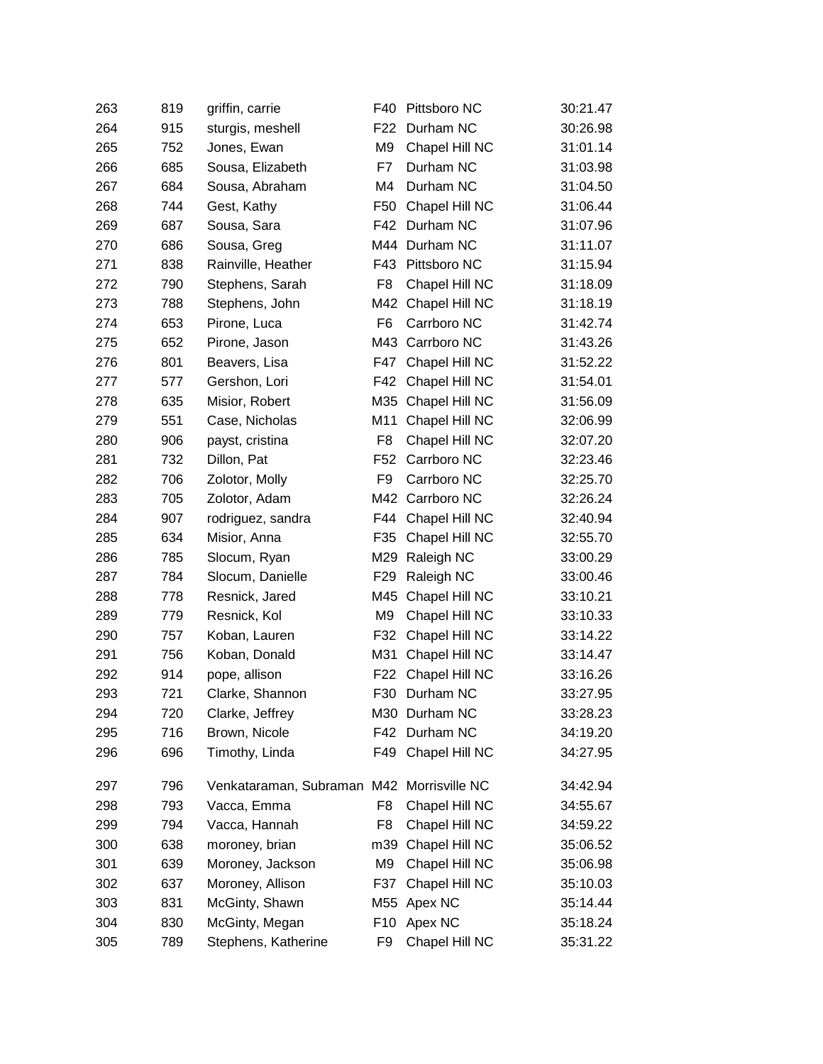| | | | | | |
|---|---|---|---|---|---|
| 263 | 819 | griffin, carrie | F40 | Pittsboro NC | 30:21.47 |
| 264 | 915 | sturgis, meshell | F22 | Durham NC | 30:26.98 |
| 265 | 752 | Jones, Ewan | M9 | Chapel Hill NC | 31:01.14 |
| 266 | 685 | Sousa, Elizabeth | F7 | Durham NC | 31:03.98 |
| 267 | 684 | Sousa, Abraham | M4 | Durham NC | 31:04.50 |
| 268 | 744 | Gest, Kathy | F50 | Chapel Hill NC | 31:06.44 |
| 269 | 687 | Sousa, Sara | F42 | Durham NC | 31:07.96 |
| 270 | 686 | Sousa, Greg | M44 | Durham NC | 31:11.07 |
| 271 | 838 | Rainville, Heather | F43 | Pittsboro NC | 31:15.94 |
| 272 | 790 | Stephens, Sarah | F8 | Chapel Hill NC | 31:18.09 |
| 273 | 788 | Stephens, John | M42 | Chapel Hill NC | 31:18.19 |
| 274 | 653 | Pirone, Luca | F6 | Carrboro NC | 31:42.74 |
| 275 | 652 | Pirone, Jason | M43 | Carrboro NC | 31:43.26 |
| 276 | 801 | Beavers, Lisa | F47 | Chapel Hill NC | 31:52.22 |
| 277 | 577 | Gershon, Lori | F42 | Chapel Hill NC | 31:54.01 |
| 278 | 635 | Misior, Robert | M35 | Chapel Hill NC | 31:56.09 |
| 279 | 551 | Case, Nicholas | M11 | Chapel Hill NC | 32:06.99 |
| 280 | 906 | payst, cristina | F8 | Chapel Hill NC | 32:07.20 |
| 281 | 732 | Dillon, Pat | F52 | Carrboro NC | 32:23.46 |
| 282 | 706 | Zolotor, Molly | F9 | Carrboro NC | 32:25.70 |
| 283 | 705 | Zolotor, Adam | M42 | Carrboro NC | 32:26.24 |
| 284 | 907 | rodriguez, sandra | F44 | Chapel Hill NC | 32:40.94 |
| 285 | 634 | Misior, Anna | F35 | Chapel Hill NC | 32:55.70 |
| 286 | 785 | Slocum, Ryan | M29 | Raleigh NC | 33:00.29 |
| 287 | 784 | Slocum, Danielle | F29 | Raleigh NC | 33:00.46 |
| 288 | 778 | Resnick, Jared | M45 | Chapel Hill NC | 33:10.21 |
| 289 | 779 | Resnick, Kol | M9 | Chapel Hill NC | 33:10.33 |
| 290 | 757 | Koban, Lauren | F32 | Chapel Hill NC | 33:14.22 |
| 291 | 756 | Koban, Donald | M31 | Chapel Hill NC | 33:14.47 |
| 292 | 914 | pope, allison | F22 | Chapel Hill NC | 33:16.26 |
| 293 | 721 | Clarke, Shannon | F30 | Durham NC | 33:27.95 |
| 294 | 720 | Clarke, Jeffrey | M30 | Durham NC | 33:28.23 |
| 295 | 716 | Brown, Nicole | F42 | Durham NC | 34:19.20 |
| 296 | 696 | Timothy, Linda | F49 | Chapel Hill NC | 34:27.95 |
| 297 | 796 | Venkataraman, Subraman | M42 | Morrisville NC | 34:42.94 |
| 298 | 793 | Vacca, Emma | F8 | Chapel Hill NC | 34:55.67 |
| 299 | 794 | Vacca, Hannah | F8 | Chapel Hill NC | 34:59.22 |
| 300 | 638 | moroney, brian | m39 | Chapel Hill NC | 35:06.52 |
| 301 | 639 | Moroney, Jackson | M9 | Chapel Hill NC | 35:06.98 |
| 302 | 637 | Moroney, Allison | F37 | Chapel Hill NC | 35:10.03 |
| 303 | 831 | McGinty, Shawn | M55 | Apex NC | 35:14.44 |
| 304 | 830 | McGinty, Megan | F10 | Apex NC | 35:18.24 |
| 305 | 789 | Stephens, Katherine | F9 | Chapel Hill NC | 35:31.22 |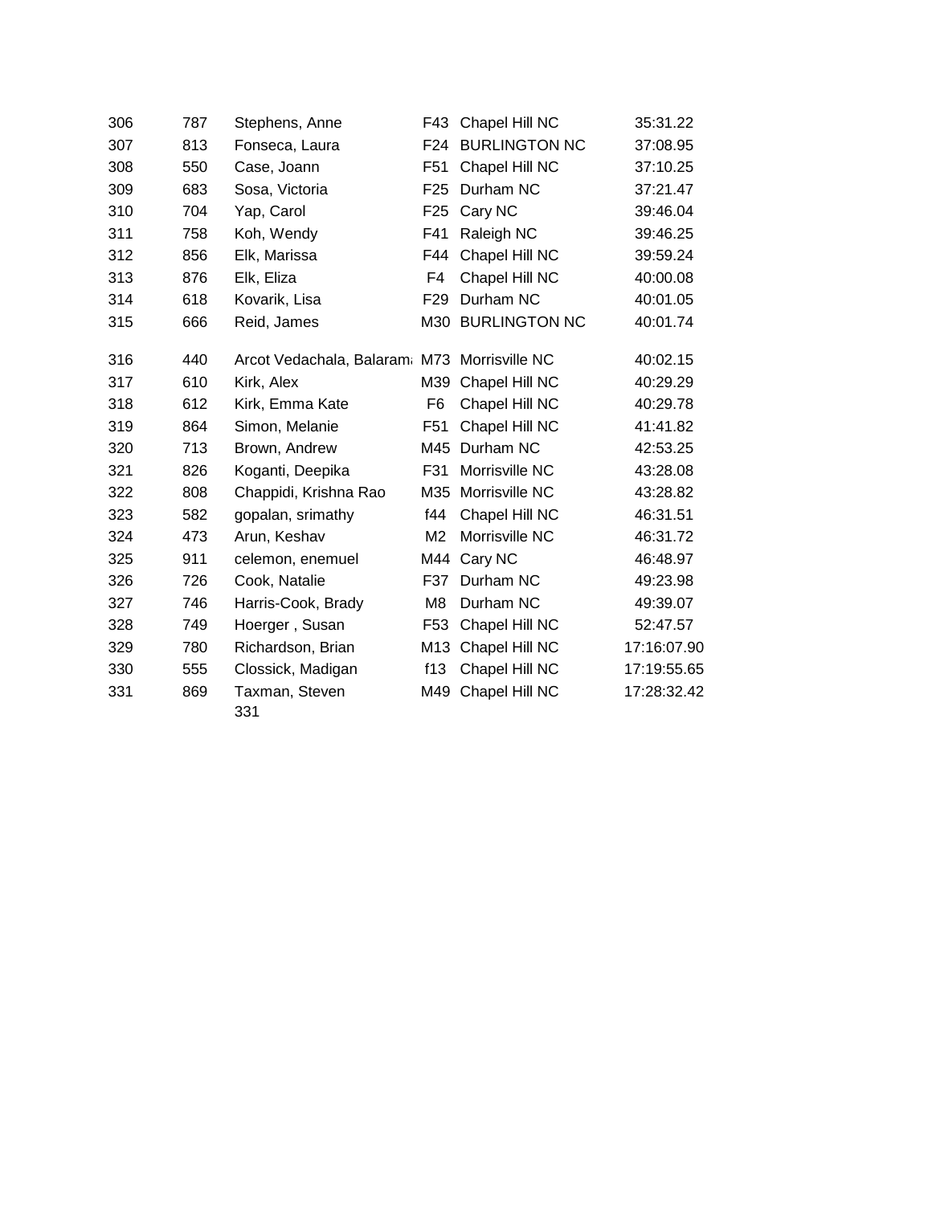| | | | | | |
|---|---|---|---|---|---|
| 306 | 787 | Stephens, Anne | F43 | Chapel Hill NC | 35:31.22 |
| 307 | 813 | Fonseca, Laura | F24 | BURLINGTON NC | 37:08.95 |
| 308 | 550 | Case, Joann | F51 | Chapel Hill NC | 37:10.25 |
| 309 | 683 | Sosa, Victoria | F25 | Durham NC | 37:21.47 |
| 310 | 704 | Yap, Carol | F25 | Cary NC | 39:46.04 |
| 311 | 758 | Koh, Wendy | F41 | Raleigh NC | 39:46.25 |
| 312 | 856 | Elk, Marissa | F44 | Chapel Hill NC | 39:59.24 |
| 313 | 876 | Elk, Eliza | F4 | Chapel Hill NC | 40:00.08 |
| 314 | 618 | Kovarik, Lisa | F29 | Durham NC | 40:01.05 |
| 315 | 666 | Reid, James | M30 | BURLINGTON NC | 40:01.74 |
| 316 | 440 | Arcot Vedachala, Balarama | M73 | Morrisville NC | 40:02.15 |
| 317 | 610 | Kirk, Alex | M39 | Chapel Hill NC | 40:29.29 |
| 318 | 612 | Kirk, Emma Kate | F6 | Chapel Hill NC | 40:29.78 |
| 319 | 864 | Simon, Melanie | F51 | Chapel Hill NC | 41:41.82 |
| 320 | 713 | Brown, Andrew | M45 | Durham NC | 42:53.25 |
| 321 | 826 | Koganti, Deepika | F31 | Morrisville NC | 43:28.08 |
| 322 | 808 | Chappidi, Krishna Rao | M35 | Morrisville NC | 43:28.82 |
| 323 | 582 | gopalan, srimathy | f44 | Chapel Hill NC | 46:31.51 |
| 324 | 473 | Arun, Keshav | M2 | Morrisville NC | 46:31.72 |
| 325 | 911 | celemon, enemuel | M44 | Cary NC | 46:48.97 |
| 326 | 726 | Cook, Natalie | F37 | Durham NC | 49:23.98 |
| 327 | 746 | Harris-Cook, Brady | M8 | Durham NC | 49:39.07 |
| 328 | 749 | Hoerger , Susan | F53 | Chapel Hill NC | 52:47.57 |
| 329 | 780 | Richardson, Brian | M13 | Chapel Hill NC | 17:16:07.90 |
| 330 | 555 | Clossick, Madigan | f13 | Chapel Hill NC | 17:19:55.65 |
| 331 | 869 | Taxman, Steven | M49 | Chapel Hill NC | 17:28:32.42 |
| | | 331 | | | |